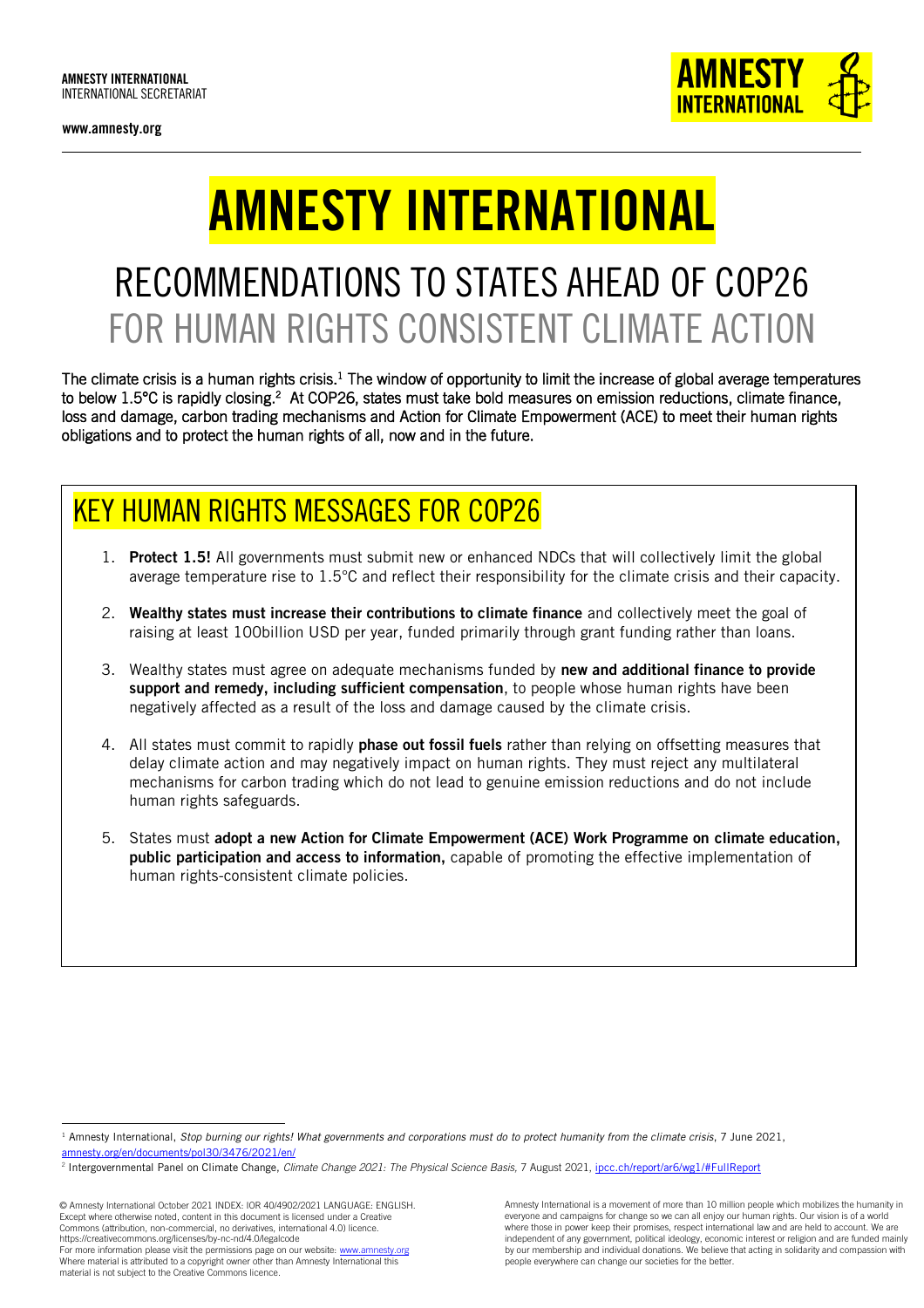AMNESTY INTERNATIONAL
INTERNATIONAL SECRETARIAT

www.amnesty.org

# AMNESTY INTERNATIONAL

## RECOMMENDATIONS TO STATES AHEAD OF COP26 FOR HUMAN RIGHTS CONSISTENT CLIMATE ACTION

The climate crisis is a human rights crisis.[1] The window of opportunity to limit the increase of global average temperatures to below 1.5°C is rapidly closing.[2] At COP26, states must take bold measures on emission reductions, climate finance, loss and damage, carbon trading mechanisms and Action for Climate Empowerment (ACE) to meet their human rights obligations and to protect the human rights of all, now and in the future.

## KEY HUMAN RIGHTS MESSAGES FOR COP26

1. **Protect 1.5!** All governments must submit new or enhanced NDCs that will collectively limit the global average temperature rise to 1.5°C and reflect their responsibility for the climate crisis and their capacity.
2. **Wealthy states must increase their contributions to climate finance** and collectively meet the goal of raising at least 100billion USD per year, funded primarily through grant funding rather than loans.
3. Wealthy states must agree on adequate mechanisms funded by **new and additional finance to provide support and remedy, including sufficient compensation**, to people whose human rights have been negatively affected as a result of the loss and damage caused by the climate crisis.
4. All states must commit to rapidly **phase out fossil fuels** rather than relying on offsetting measures that delay climate action and may negatively impact on human rights. They must reject any multilateral mechanisms for carbon trading which do not lead to genuine emission reductions and do not include human rights safeguards.
5. States must **adopt a new Action for Climate Empowerment (ACE) Work Programme on climate education, public participation and access to information,** capable of promoting the effective implementation of human rights-consistent climate policies.

[1] Amnesty International, *Stop burning our rights! What governments and corporations must do to protect humanity from the climate crisis*, 7 June 2021, amnesty.org/en/documents/pol30/3476/2021/en/

[2] Intergovernmental Panel on Climate Change, *Climate Change 2021: The Physical Science Basis,* 7 August 2021, ipcc.ch/report/ar6/wg1/#FullReport

© Amnesty International October 2021 INDEX: IOR 40/4902/2021 LANGUAGE: ENGLISH.
Except where otherwise noted, content in this document is licensed under a Creative Commons (attribution, non-commercial, no derivatives, international 4.0) licence.
https://creativecommons.org/licenses/by-nc-nd/4.0/legalcode
For more information please visit the permissions page on our website: www.amnesty.org
Where material is attributed to a copyright owner other than Amnesty International this material is not subject to the Creative Commons licence.

Amnesty International is a movement of more than 10 million people which mobilizes the humanity in everyone and campaigns for change so we can all enjoy our human rights. Our vision is of a world where those in power keep their promises, respect international law and are held to account. We are independent of any government, political ideology, economic interest or religion and are funded mainly by our membership and individual donations. We believe that acting in solidarity and compassion with people everywhere can change our societies for the better.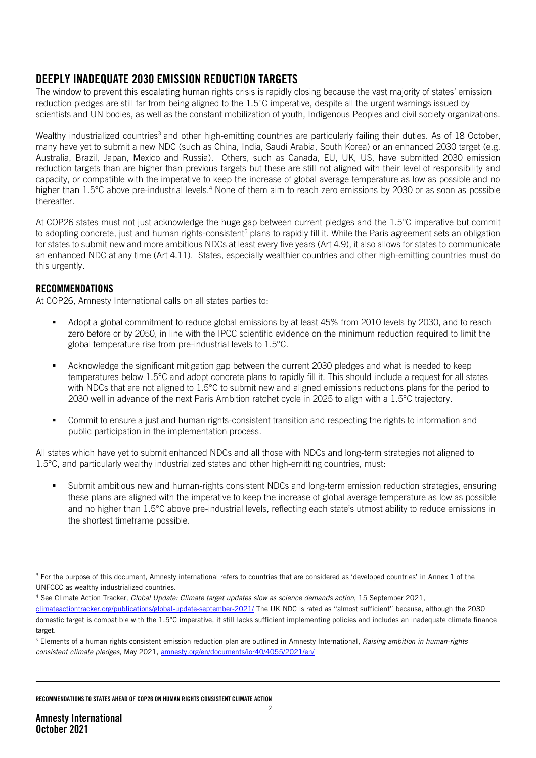## DEEPLY INADEQUATE 2030 EMISSION REDUCTION TARGETS

The window to prevent this escalating human rights crisis is rapidly closing because the vast majority of states' emission reduction pledges are still far from being aligned to the 1.5°C imperative, despite all the urgent warnings issued by scientists and UN bodies, as well as the constant mobilization of youth, Indigenous Peoples and civil society organizations.

Wealthy industrialized countries[3] and other high-emitting countries are particularly failing their duties. As of 18 October, many have yet to submit a new NDC (such as China, India, Saudi Arabia, South Korea) or an enhanced 2030 target (e.g. Australia, Brazil, Japan, Mexico and Russia). Others, such as Canada, EU, UK, US, have submitted 2030 emission reduction targets than are higher than previous targets but these are still not aligned with their level of responsibility and capacity, or compatible with the imperative to keep the increase of global average temperature as low as possible and no higher than 1.5°C above pre-industrial levels.[4] None of them aim to reach zero emissions by 2030 or as soon as possible thereafter.

At COP26 states must not just acknowledge the huge gap between current pledges and the 1.5°C imperative but commit to adopting concrete, just and human rights-consistent[5] plans to rapidly fill it. While the Paris agreement sets an obligation for states to submit new and more ambitious NDCs at least every five years (Art 4.9), it also allows for states to communicate an enhanced NDC at any time (Art 4.11). States, especially wealthier countries and other high-emitting countries must do this urgently.

### RECOMMENDATIONS

At COP26, Amnesty International calls on all states parties to:

- Adopt a global commitment to reduce global emissions by at least 45% from 2010 levels by 2030, and to reach zero before or by 2050, in line with the IPCC scientific evidence on the minimum reduction required to limit the global temperature rise from pre-industrial levels to 1.5°C.
- Acknowledge the significant mitigation gap between the current 2030 pledges and what is needed to keep temperatures below 1.5°C and adopt concrete plans to rapidly fill it. This should include a request for all states with NDCs that are not aligned to 1.5°C to submit new and aligned emissions reductions plans for the period to 2030 well in advance of the next Paris Ambition ratchet cycle in 2025 to align with a 1.5°C trajectory.
- Commit to ensure a just and human rights-consistent transition and respecting the rights to information and public participation in the implementation process.

All states which have yet to submit enhanced NDCs and all those with NDCs and long-term strategies not aligned to 1.5°C, and particularly wealthy industrialized states and other high-emitting countries, must:

- Submit ambitious new and human-rights consistent NDCs and long-term emission reduction strategies, ensuring these plans are aligned with the imperative to keep the increase of global average temperature as low as possible and no higher than 1.5°C above pre-industrial levels, reflecting each state's utmost ability to reduce emissions in the shortest timeframe possible.

---

[3] For the purpose of this document, Amnesty international refers to countries that are considered as 'developed countries' in Annex 1 of the UNFCCC as wealthy industrialized countries.

[4] See Climate Action Tracker, *Global Update: Climate target updates slow as science demands action*, 15 September 2021, climateactiontracker.org/publications/global-update-september-2021/ The UK NDC is rated as "almost sufficient" because, although the 2030 domestic target is compatible with the 1.5°C imperative, it still lacks sufficient implementing policies and includes an inadequate climate finance target.

[5] Elements of a human rights consistent emission reduction plan are outlined in Amnesty International, *Raising ambition in human-rights consistent climate pledges*, May 2021, amnesty.org/en/documents/ior40/4055/2021/en/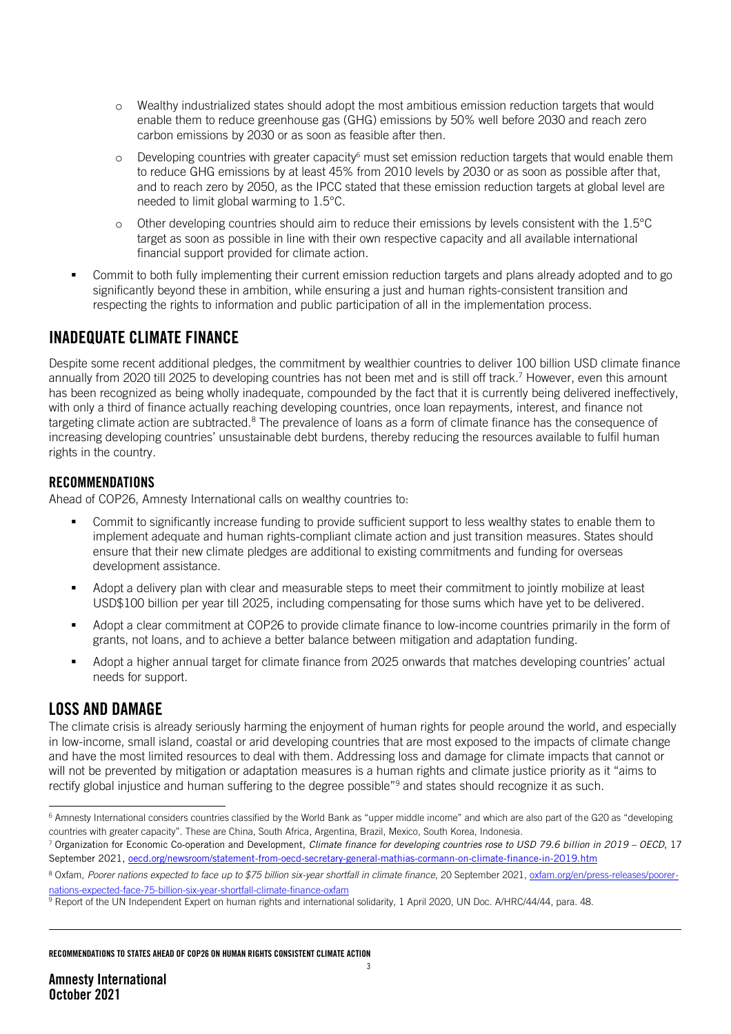- Wealthy industrialized states should adopt the most ambitious emission reduction targets that would enable them to reduce greenhouse gas (GHG) emissions by 50% well before 2030 and reach zero carbon emissions by 2030 or as soon as feasible after then.
  - Developing countries with greater capacity[6] must set emission reduction targets that would enable them to reduce GHG emissions by at least 45% from 2010 levels by 2030 or as soon as possible after that, and to reach zero by 2050, as the IPCC stated that these emission reduction targets at global level are needed to limit global warming to 1.5°C.
  - Other developing countries should aim to reduce their emissions by levels consistent with the 1.5°C target as soon as possible in line with their own respective capacity and all available international financial support provided for climate action.
- Commit to both fully implementing their current emission reduction targets and plans already adopted and to go significantly beyond these in ambition, while ensuring a just and human rights-consistent transition and respecting the rights to information and public participation of all in the implementation process.

## INADEQUATE CLIMATE FINANCE

Despite some recent additional pledges, the commitment by wealthier countries to deliver 100 billion USD climate finance annually from 2020 till 2025 to developing countries has not been met and is still off track.[7] However, even this amount has been recognized as being wholly inadequate, compounded by the fact that it is currently being delivered ineffectively, with only a third of finance actually reaching developing countries, once loan repayments, interest, and finance not targeting climate action are subtracted.[8] The prevalence of loans as a form of climate finance has the consequence of increasing developing countries' unsustainable debt burdens, thereby reducing the resources available to fulfil human rights in the country.

### RECOMMENDATIONS

Ahead of COP26, Amnesty International calls on wealthy countries to:

- Commit to significantly increase funding to provide sufficient support to less wealthy states to enable them to implement adequate and human rights-compliant climate action and just transition measures. States should ensure that their new climate pledges are additional to existing commitments and funding for overseas development assistance.
- Adopt a delivery plan with clear and measurable steps to meet their commitment to jointly mobilize at least USD$100 billion per year till 2025, including compensating for those sums which have yet to be delivered.
- Adopt a clear commitment at COP26 to provide climate finance to low-income countries primarily in the form of grants, not loans, and to achieve a better balance between mitigation and adaptation funding.
- Adopt a higher annual target for climate finance from 2025 onwards that matches developing countries' actual needs for support.

## LOSS AND DAMAGE

The climate crisis is already seriously harming the enjoyment of human rights for people around the world, and especially in low-income, small island, coastal or arid developing countries that are most exposed to the impacts of climate change and have the most limited resources to deal with them. Addressing loss and damage for climate impacts that cannot or will not be prevented by mitigation or adaptation measures is a human rights and climate justice priority as it "aims to rectify global injustice and human suffering to the degree possible"[9] and states should recognize it as such.

---

[6] Amnesty International considers countries classified by the World Bank as "upper middle income" and which are also part of the G20 as "developing countries with greater capacity". These are China, South Africa, Argentina, Brazil, Mexico, South Korea, Indonesia.

[7] Organization for Economic Co-operation and Development, *Climate finance for developing countries rose to USD 79.6 billion in 2019 – OECD*, 17 September 2021, oecd.org/newsroom/statement-from-oecd-secretary-general-mathias-cormann-on-climate-finance-in-2019.htm

[8] Oxfam, *Poorer nations expected to face up to $75 billion six-year shortfall in climate finance*, 20 September 2021, oxfam.org/en/press-releases/poorer-nations-expected-face-75-billion-six-year-shortfall-climate-finance-oxfam

[9] Report of the UN Independent Expert on human rights and international solidarity, 1 April 2020, UN Doc. A/HRC/44/44, para. 48.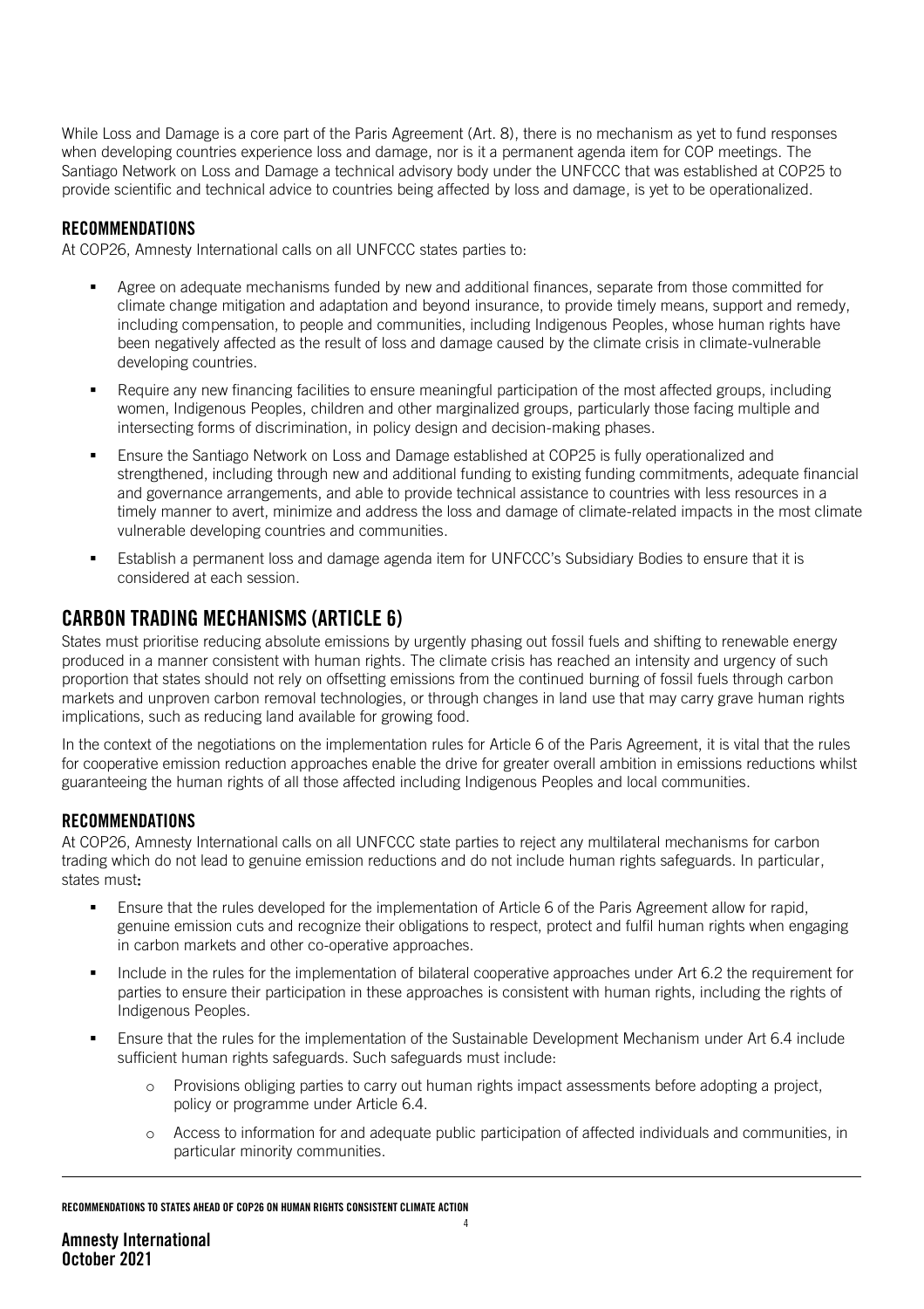While Loss and Damage is a core part of the Paris Agreement (Art. 8), there is no mechanism as yet to fund responses when developing countries experience loss and damage, nor is it a permanent agenda item for COP meetings. The Santiago Network on Loss and Damage a technical advisory body under the UNFCCC that was established at COP25 to provide scientific and technical advice to countries being affected by loss and damage, is yet to be operationalized.

### RECOMMENDATIONS

At COP26, Amnesty International calls on all UNFCCC states parties to:

- Agree on adequate mechanisms funded by new and additional finances, separate from those committed for climate change mitigation and adaptation and beyond insurance, to provide timely means, support and remedy, including compensation, to people and communities, including Indigenous Peoples, whose human rights have been negatively affected as the result of loss and damage caused by the climate crisis in climate-vulnerable developing countries.
- Require any new financing facilities to ensure meaningful participation of the most affected groups, including women, Indigenous Peoples, children and other marginalized groups, particularly those facing multiple and intersecting forms of discrimination, in policy design and decision-making phases.
- Ensure the Santiago Network on Loss and Damage established at COP25 is fully operationalized and strengthened, including through new and additional funding to existing funding commitments, adequate financial and governance arrangements, and able to provide technical assistance to countries with less resources in a timely manner to avert, minimize and address the loss and damage of climate-related impacts in the most climate vulnerable developing countries and communities.
- Establish a permanent loss and damage agenda item for UNFCCC's Subsidiary Bodies to ensure that it is considered at each session.

## CARBON TRADING MECHANISMS (ARTICLE 6)

States must prioritise reducing absolute emissions by urgently phasing out fossil fuels and shifting to renewable energy produced in a manner consistent with human rights. The climate crisis has reached an intensity and urgency of such proportion that states should not rely on offsetting emissions from the continued burning of fossil fuels through carbon markets and unproven carbon removal technologies, or through changes in land use that may carry grave human rights implications, such as reducing land available for growing food.

In the context of the negotiations on the implementation rules for Article 6 of the Paris Agreement, it is vital that the rules for cooperative emission reduction approaches enable the drive for greater overall ambition in emissions reductions whilst guaranteeing the human rights of all those affected including Indigenous Peoples and local communities.

### RECOMMENDATIONS

At COP26, Amnesty International calls on all UNFCCC state parties to reject any multilateral mechanisms for carbon trading which do not lead to genuine emission reductions and do not include human rights safeguards. In particular, states must**:**

- Ensure that the rules developed for the implementation of Article 6 of the Paris Agreement allow for rapid, genuine emission cuts and recognize their obligations to respect, protect and fulfil human rights when engaging in carbon markets and other co-operative approaches.
- Include in the rules for the implementation of bilateral cooperative approaches under Art 6.2 the requirement for parties to ensure their participation in these approaches is consistent with human rights, including the rights of Indigenous Peoples.
- Ensure that the rules for the implementation of the Sustainable Development Mechanism under Art 6.4 include sufficient human rights safeguards. Such safeguards must include:
    - Provisions obliging parties to carry out human rights impact assessments before adopting a project, policy or programme under Article 6.4.
    - Access to information for and adequate public participation of affected individuals and communities, in particular minority communities.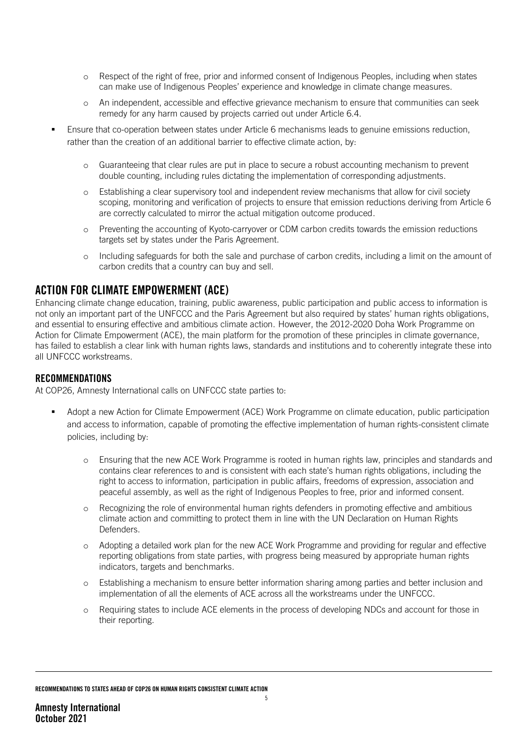- Respect of the right of free, prior and informed consent of Indigenous Peoples, including when states can make use of Indigenous Peoples' experience and knowledge in climate change measures.
  - An independent, accessible and effective grievance mechanism to ensure that communities can seek remedy for any harm caused by projects carried out under Article 6.4.
- Ensure that co-operation between states under Article 6 mechanisms leads to genuine emissions reduction, rather than the creation of an additional barrier to effective climate action, by:
  - Guaranteeing that clear rules are put in place to secure a robust accounting mechanism to prevent double counting, including rules dictating the implementation of corresponding adjustments.
  - Establishing a clear supervisory tool and independent review mechanisms that allow for civil society scoping, monitoring and verification of projects to ensure that emission reductions deriving from Article 6 are correctly calculated to mirror the actual mitigation outcome produced.
  - Preventing the accounting of Kyoto-carryover or CDM carbon credits towards the emission reductions targets set by states under the Paris Agreement.
  - Including safeguards for both the sale and purchase of carbon credits, including a limit on the amount of carbon credits that a country can buy and sell.

## ACTION FOR CLIMATE EMPOWERMENT (ACE)

Enhancing climate change education, training, public awareness, public participation and public access to information is not only an important part of the UNFCCC and the Paris Agreement but also required by states' human rights obligations, and essential to ensuring effective and ambitious climate action. However, the 2012-2020 Doha Work Programme on Action for Climate Empowerment (ACE), the main platform for the promotion of these principles in climate governance, has failed to establish a clear link with human rights laws, standards and institutions and to coherently integrate these into all UNFCCC workstreams.

### RECOMMENDATIONS

At COP26, Amnesty International calls on UNFCCC state parties to:

- Adopt a new Action for Climate Empowerment (ACE) Work Programme on climate education, public participation and access to information, capable of promoting the effective implementation of human rights-consistent climate policies, including by:
  - Ensuring that the new ACE Work Programme is rooted in human rights law, principles and standards and contains clear references to and is consistent with each state's human rights obligations, including the right to access to information, participation in public affairs, freedoms of expression, association and peaceful assembly, as well as the right of Indigenous Peoples to free, prior and informed consent.
  - Recognizing the role of environmental human rights defenders in promoting effective and ambitious climate action and committing to protect them in line with the UN Declaration on Human Rights Defenders.
  - Adopting a detailed work plan for the new ACE Work Programme and providing for regular and effective reporting obligations from state parties, with progress being measured by appropriate human rights indicators, targets and benchmarks.
  - Establishing a mechanism to ensure better information sharing among parties and better inclusion and implementation of all the elements of ACE across all the workstreams under the UNFCCC.
  - Requiring states to include ACE elements in the process of developing NDCs and account for those in their reporting.